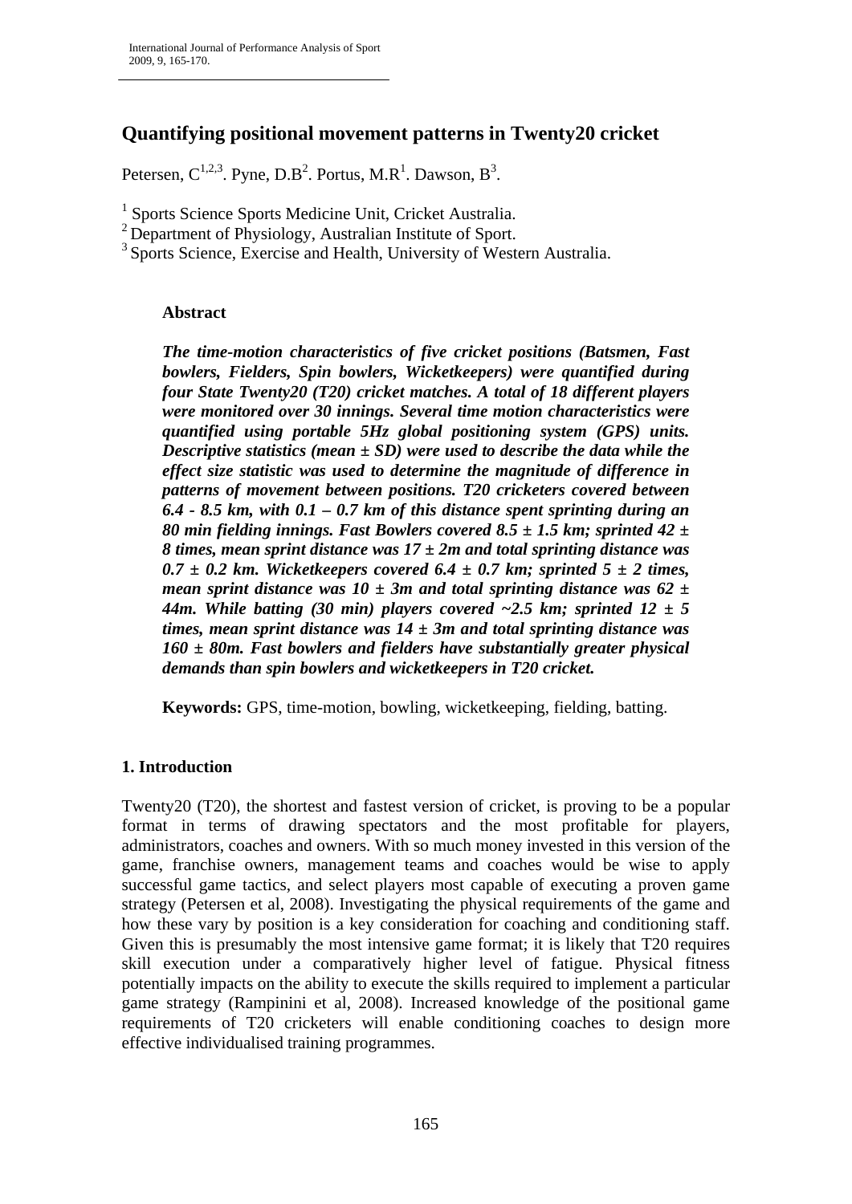# Quantifying positional movement patterns in Twenty20 cricket

Petersen, C[1,2,3]. Pyne, D.B[2]. Portus, M.R[1]. Dawson, B[3].

[1] Sports Science Sports Medicine Unit, Cricket Australia.
[2] Department of Physiology, Australian Institute of Sport.
[3] Sports Science, Exercise and Health, University of Western Australia.

## Abstract

***The time-motion characteristics of five cricket positions (Batsmen, Fast bowlers, Fielders, Spin bowlers, Wicketkeepers) were quantified during four State Twenty20 (T20) cricket matches. A total of 18 different players were monitored over 30 innings. Several time motion characteristics were quantified using portable 5Hz global positioning system (GPS) units. Descriptive statistics (mean ± SD) were used to describe the data while the effect size statistic was used to determine the magnitude of difference in patterns of movement between positions. T20 cricketers covered between 6.4 - 8.5 km, with 0.1 – 0.7 km of this distance spent sprinting during an 80 min fielding innings. Fast Bowlers covered 8.5 ± 1.5 km; sprinted 42 ± 8 times, mean sprint distance was 17 ± 2m and total sprinting distance was 0.7 ± 0.2 km. Wicketkeepers covered 6.4 ± 0.7 km; sprinted 5 ± 2 times, mean sprint distance was 10 ± 3m and total sprinting distance was 62 ± 44m. While batting (30 min) players covered ~2.5 km; sprinted 12 ± 5 times, mean sprint distance was 14 ± 3m and total sprinting distance was 160 ± 80m. Fast bowlers and fielders have substantially greater physical demands than spin bowlers and wicketkeepers in T20 cricket.***

**Keywords:** GPS, time-motion, bowling, wicketkeeping, fielding, batting.

## 1. Introduction

Twenty20 (T20), the shortest and fastest version of cricket, is proving to be a popular format in terms of drawing spectators and the most profitable for players, administrators, coaches and owners. With so much money invested in this version of the game, franchise owners, management teams and coaches would be wise to apply successful game tactics, and select players most capable of executing a proven game strategy (Petersen et al, 2008). Investigating the physical requirements of the game and how these vary by position is a key consideration for coaching and conditioning staff. Given this is presumably the most intensive game format; it is likely that T20 requires skill execution under a comparatively higher level of fatigue. Physical fitness potentially impacts on the ability to execute the skills required to implement a particular game strategy (Rampinini et al, 2008). Increased knowledge of the positional game requirements of T20 cricketers will enable conditioning coaches to design more effective individualised training programmes.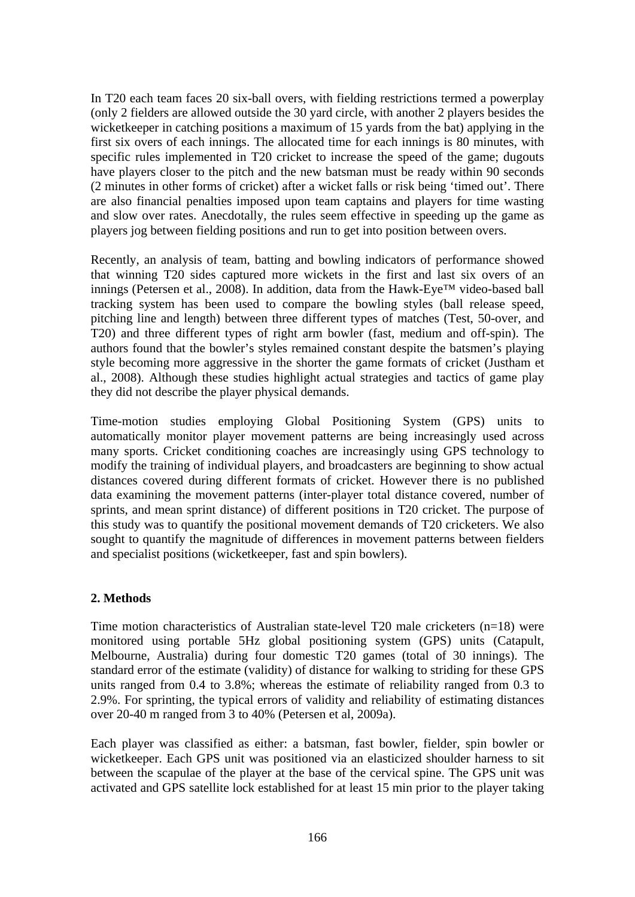In T20 each team faces 20 six-ball overs, with fielding restrictions termed a powerplay (only 2 fielders are allowed outside the 30 yard circle, with another 2 players besides the wicketkeeper in catching positions a maximum of 15 yards from the bat) applying in the first six overs of each innings. The allocated time for each innings is 80 minutes, with specific rules implemented in T20 cricket to increase the speed of the game; dugouts have players closer to the pitch and the new batsman must be ready within 90 seconds (2 minutes in other forms of cricket) after a wicket falls or risk being 'timed out'. There are also financial penalties imposed upon team captains and players for time wasting and slow over rates. Anecdotally, the rules seem effective in speeding up the game as players jog between fielding positions and run to get into position between overs.

Recently, an analysis of team, batting and bowling indicators of performance showed that winning T20 sides captured more wickets in the first and last six overs of an innings (Petersen et al., 2008). In addition, data from the Hawk-Eye™ video-based ball tracking system has been used to compare the bowling styles (ball release speed, pitching line and length) between three different types of matches (Test, 50-over, and T20) and three different types of right arm bowler (fast, medium and off-spin). The authors found that the bowler's styles remained constant despite the batsmen's playing style becoming more aggressive in the shorter the game formats of cricket (Justham et al., 2008). Although these studies highlight actual strategies and tactics of game play they did not describe the player physical demands.

Time-motion studies employing Global Positioning System (GPS) units to automatically monitor player movement patterns are being increasingly used across many sports. Cricket conditioning coaches are increasingly using GPS technology to modify the training of individual players, and broadcasters are beginning to show actual distances covered during different formats of cricket. However there is no published data examining the movement patterns (inter-player total distance covered, number of sprints, and mean sprint distance) of different positions in T20 cricket. The purpose of this study was to quantify the positional movement demands of T20 cricketers. We also sought to quantify the magnitude of differences in movement patterns between fielders and specialist positions (wicketkeeper, fast and spin bowlers).

## 2. Methods

Time motion characteristics of Australian state-level T20 male cricketers (n=18) were monitored using portable 5Hz global positioning system (GPS) units (Catapult, Melbourne, Australia) during four domestic T20 games (total of 30 innings). The standard error of the estimate (validity) of distance for walking to striding for these GPS units ranged from 0.4 to 3.8%; whereas the estimate of reliability ranged from 0.3 to 2.9%. For sprinting, the typical errors of validity and reliability of estimating distances over 20-40 m ranged from 3 to 40% (Petersen et al, 2009a).

Each player was classified as either: a batsman, fast bowler, fielder, spin bowler or wicketkeeper. Each GPS unit was positioned via an elasticized shoulder harness to sit between the scapulae of the player at the base of the cervical spine. The GPS unit was activated and GPS satellite lock established for at least 15 min prior to the player taking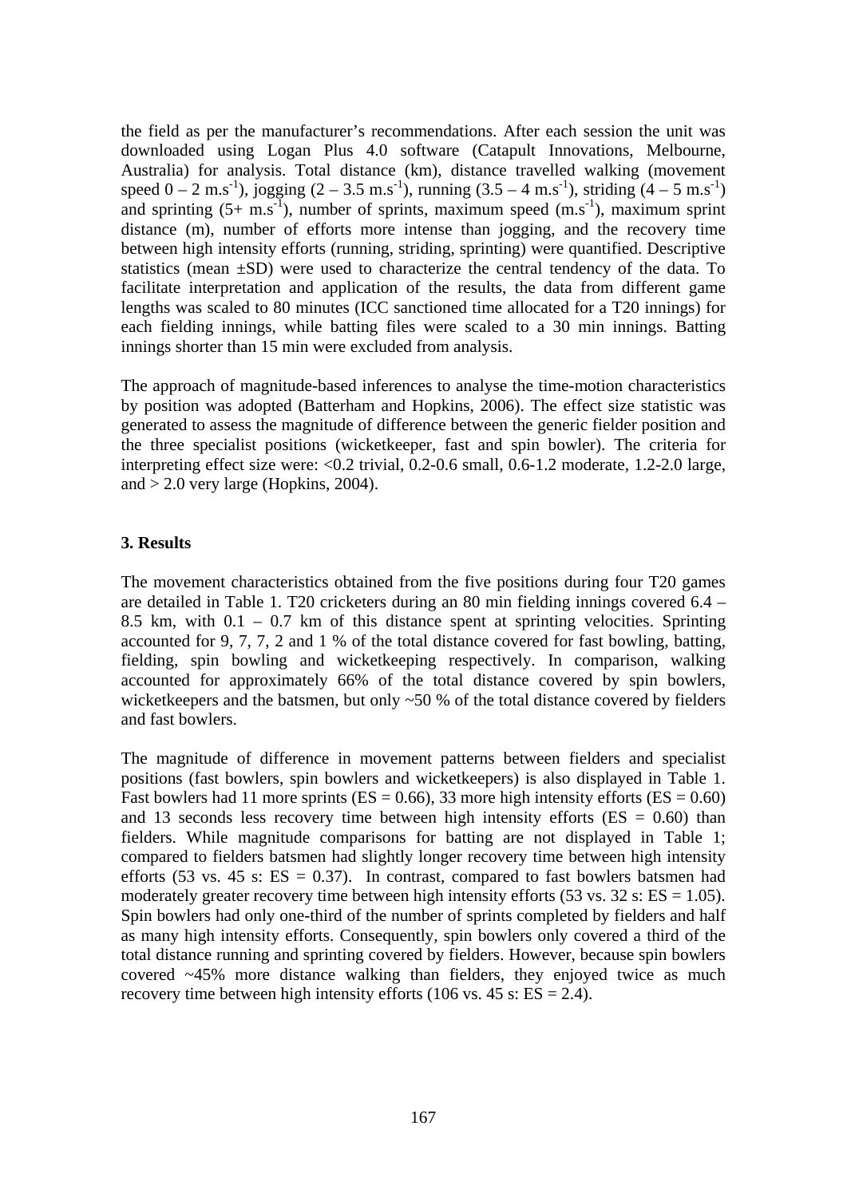the field as per the manufacturer's recommendations. After each session the unit was downloaded using Logan Plus 4.0 software (Catapult Innovations, Melbourne, Australia) for analysis. Total distance (km), distance travelled walking (movement speed 0 – 2 $m.s^{-1}$), jogging (2 – 3.5 $m.s^{-1}$), running (3.5 – 4 $m.s^{-1}$), striding (4 – 5 $m.s^{-1}$) and sprinting (5+ $m.s^{-1}$), number of sprints, maximum speed ($m.s^{-1}$), maximum sprint distance (m), number of efforts more intense than jogging, and the recovery time between high intensity efforts (running, striding, sprinting) were quantified. Descriptive statistics (mean ±SD) were used to characterize the central tendency of the data. To facilitate interpretation and application of the results, the data from different game lengths was scaled to 80 minutes (ICC sanctioned time allocated for a T20 innings) for each fielding innings, while batting files were scaled to a 30 min innings. Batting innings shorter than 15 min were excluded from analysis.

The approach of magnitude-based inferences to analyse the time-motion characteristics by position was adopted (Batterham and Hopkins, 2006). The effect size statistic was generated to assess the magnitude of difference between the generic fielder position and the three specialist positions (wicketkeeper, fast and spin bowler). The criteria for interpreting effect size were: <0.2 trivial, 0.2-0.6 small, 0.6-1.2 moderate, 1.2-2.0 large, and > 2.0 very large (Hopkins, 2004).

## 3. Results

The movement characteristics obtained from the five positions during four T20 games are detailed in Table 1. T20 cricketers during an 80 min fielding innings covered 6.4 – 8.5 km, with 0.1 – 0.7 km of this distance spent at sprinting velocities. Sprinting accounted for 9, 7, 7, 2 and 1 % of the total distance covered for fast bowling, batting, fielding, spin bowling and wicketkeeping respectively. In comparison, walking accounted for approximately 66% of the total distance covered by spin bowlers, wicketkeepers and the batsmen, but only ~50 % of the total distance covered by fielders and fast bowlers.

The magnitude of difference in movement patterns between fielders and specialist positions (fast bowlers, spin bowlers and wicketkeepers) is also displayed in Table 1. Fast bowlers had 11 more sprints (ES = 0.66), 33 more high intensity efforts (ES = 0.60) and 13 seconds less recovery time between high intensity efforts (ES = 0.60) than fielders. While magnitude comparisons for batting are not displayed in Table 1; compared to fielders batsmen had slightly longer recovery time between high intensity efforts (53 vs. 45 s: ES = 0.37). In contrast, compared to fast bowlers batsmen had moderately greater recovery time between high intensity efforts (53 vs. 32 s: ES = 1.05). Spin bowlers had only one-third of the number of sprints completed by fielders and half as many high intensity efforts. Consequently, spin bowlers only covered a third of the total distance running and sprinting covered by fielders. However, because spin bowlers covered ~45% more distance walking than fielders, they enjoyed twice as much recovery time between high intensity efforts (106 vs. 45 s: ES = 2.4).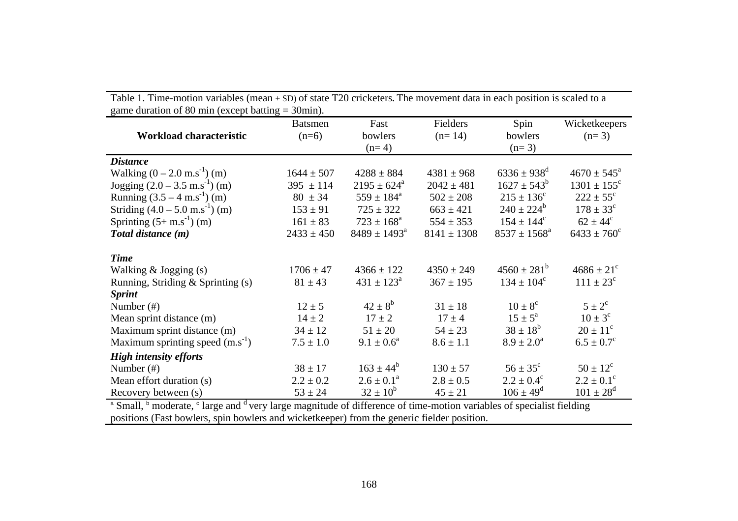Table 1. Time-motion variables (mean ± SD) of state T20 cricketers. The movement data in each position is scaled to a game duration of 80 min (except batting = 30min).

| Workload characteristic | Batsmen (n=6) | Fast bowlers (n= 4) | Fielders (n= 14) | Spin bowlers (n= 3) | Wicketkeepers (n= 3) |
|---|---|---|---|---|---|
| ***Distance*** | | | | | |
| Walking (0 – 2.0 $m.s^{-1}$) (m) | 1644 ± 507 | 4288 ± 884 | 4381 ± 968 | 6336 ± 938[d] | 4670 ± 545[a] |
| Jogging (2.0 – 3.5 $m.s^{-1}$) (m) | 395 ± 114 | 2195 ± 624[a] | 2042 ± 481 | 1627 ± 543[b] | 1301 ± 155[c] |
| Running (3.5 – 4 $m.s^{-1}$) (m) | 80 ± 34 | 559 ± 184[a] | 502 ± 208 | 215 ± 136[c] | 222 ± 55[c] |
| Striding (4.0 – 5.0 $m.s^{-1}$) (m) | 153 ± 91 | 725 ± 322 | 663 ± 421 | 240 ± 224[b] | 178 ± 33[c] |
| Sprinting (5+ $m.s^{-1}$) (m) | 161 ± 83 | 723 ± 168[a] | 554 ± 353 | 154 ± 144[c] | 62 ± 44[c] |
| ***Total distance (m)*** | 2433 ± 450 | 8489 ± 1493[a] | 8141 ± 1308 | 8537 ± 1568[a] | 6433 ± 760[c] |
| ***Time*** | | | | | |
| Walking & Jogging (s) | 1706 ± 47 | 4366 ± 122 | 4350 ± 249 | 4560 ± 281[b] | 4686 ± 21[c] |
| Running, Striding & Sprinting (s) | 81 ± 43 | 431 ± 123[a] | 367 ± 195 | 134 ± 104[c] | 111 ± 23[c] |
| ***Sprint*** | | | | | |
| Number (#) | 12 ± 5 | 42 ± 8[b] | 31 ± 18 | 10 ± 8[c] | 5 ± 2[c] |
| Mean sprint distance (m) | 14 ± 2 | 17 ± 2 | 17 ± 4 | 15 ± 5[a] | 10 ± 3[c] |
| Maximum sprint distance (m) | 34 ± 12 | 51 ± 20 | 54 ± 23 | 38 ± 18[b] | 20 ± 11[c] |
| Maximum sprinting speed ($m.s^{-1}$) | 7.5 ± 1.0 | 9.1 ± 0.6[a] | 8.6 ± 1.1 | 8.9 ± 2.0[a] | 6.5 ± 0.7[c] |
| ***High intensity efforts*** | | | | | |
| Number (#) | 38 ± 17 | 163 ± 44[b] | 130 ± 57 | 56 ± 35[c] | 50 ± 12[c] |
| Mean effort duration (s) | 2.2 ± 0.2 | 2.6 ± 0.1[a] | 2.8 ± 0.5 | 2.2 ± 0.4[c] | 2.2 ± 0.1[c] |
| Recovery between (s) | 53 ± 24 | 32 ± 10[b] | 45 ± 21 | 106 ± 49[d] | 101 ± 28[d] |

[a] Small, [b] moderate, [c] large and [d] very large magnitude of difference of time-motion variables of specialist fielding positions (Fast bowlers, spin bowlers and wicketkeeper) from the generic fielder position.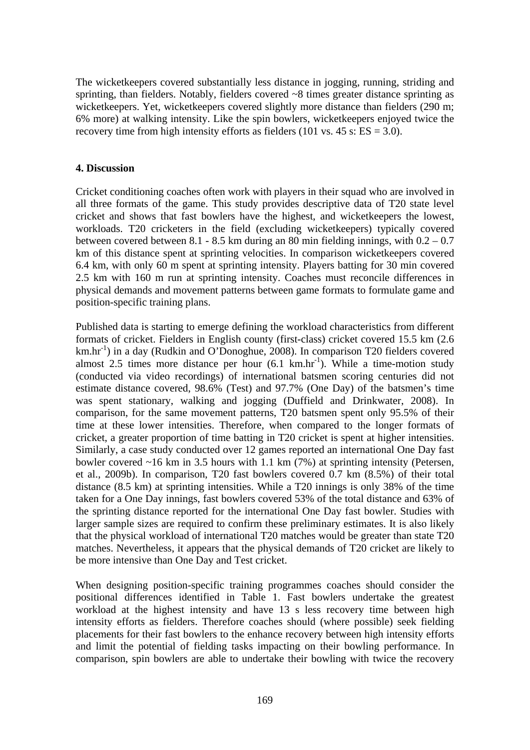The wicketkeepers covered substantially less distance in jogging, running, striding and sprinting, than fielders. Notably, fielders covered ~8 times greater distance sprinting as wicketkeepers. Yet, wicketkeepers covered slightly more distance than fielders (290 m; 6% more) at walking intensity. Like the spin bowlers, wicketkeepers enjoyed twice the recovery time from high intensity efforts as fielders (101 vs. 45 s: ES = 3.0).

## 4. Discussion

Cricket conditioning coaches often work with players in their squad who are involved in all three formats of the game. This study provides descriptive data of T20 state level cricket and shows that fast bowlers have the highest, and wicketkeepers the lowest, workloads. T20 cricketers in the field (excluding wicketkeepers) typically covered between covered between 8.1 - 8.5 km during an 80 min fielding innings, with 0.2 – 0.7 km of this distance spent at sprinting velocities. In comparison wicketkeepers covered 6.4 km, with only 60 m spent at sprinting intensity. Players batting for 30 min covered 2.5 km with 160 m run at sprinting intensity. Coaches must reconcile differences in physical demands and movement patterns between game formats to formulate game and position-specific training plans.

Published data is starting to emerge defining the workload characteristics from different formats of cricket. Fielders in English county (first-class) cricket covered 15.5 km (2.6 $km.hr^{-1}$) in a day (Rudkin and O'Donoghue, 2008). In comparison T20 fielders covered almost 2.5 times more distance per hour (6.1 $km.hr^{-1}$). While a time-motion study (conducted via video recordings) of international batsmen scoring centuries did not estimate distance covered, 98.6% (Test) and 97.7% (One Day) of the batsmen's time was spent stationary, walking and jogging (Duffield and Drinkwater, 2008). In comparison, for the same movement patterns, T20 batsmen spent only 95.5% of their time at these lower intensities. Therefore, when compared to the longer formats of cricket, a greater proportion of time batting in T20 cricket is spent at higher intensities. Similarly, a case study conducted over 12 games reported an international One Day fast bowler covered ~16 km in 3.5 hours with 1.1 km (7%) at sprinting intensity (Petersen, et al., 2009b). In comparison, T20 fast bowlers covered 0.7 km (8.5%) of their total distance (8.5 km) at sprinting intensities. While a T20 innings is only 38% of the time taken for a One Day innings, fast bowlers covered 53% of the total distance and 63% of the sprinting distance reported for the international One Day fast bowler. Studies with larger sample sizes are required to confirm these preliminary estimates. It is also likely that the physical workload of international T20 matches would be greater than state T20 matches. Nevertheless, it appears that the physical demands of T20 cricket are likely to be more intensive than One Day and Test cricket.

When designing position-specific training programmes coaches should consider the positional differences identified in Table 1. Fast bowlers undertake the greatest workload at the highest intensity and have 13 s less recovery time between high intensity efforts as fielders. Therefore coaches should (where possible) seek fielding placements for their fast bowlers to the enhance recovery between high intensity efforts and limit the potential of fielding tasks impacting on their bowling performance. In comparison, spin bowlers are able to undertake their bowling with twice the recovery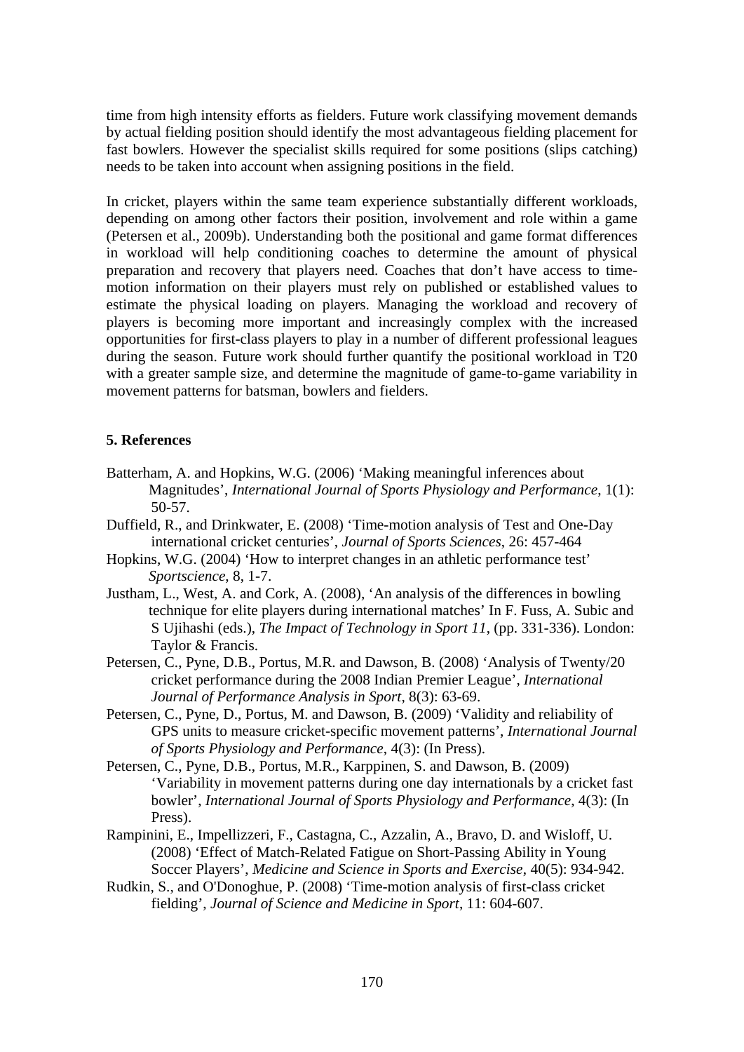time from high intensity efforts as fielders. Future work classifying movement demands by actual fielding position should identify the most advantageous fielding placement for fast bowlers. However the specialist skills required for some positions (slips catching) needs to be taken into account when assigning positions in the field.

In cricket, players within the same team experience substantially different workloads, depending on among other factors their position, involvement and role within a game (Petersen et al., 2009b). Understanding both the positional and game format differences in workload will help conditioning coaches to determine the amount of physical preparation and recovery that players need. Coaches that don't have access to time-motion information on their players must rely on published or established values to estimate the physical loading on players. Managing the workload and recovery of players is becoming more important and increasingly complex with the increased opportunities for first-class players to play in a number of different professional leagues during the season. Future work should further quantify the positional workload in T20 with a greater sample size, and determine the magnitude of game-to-game variability in movement patterns for batsman, bowlers and fielders.

## 5. References

Batterham, A. and Hopkins, W.G. (2006) 'Making meaningful inferences about Magnitudes', *International Journal of Sports Physiology and Performance*, 1(1): 50-57.

Duffield, R., and Drinkwater, E. (2008) 'Time-motion analysis of Test and One-Day international cricket centuries', *Journal of Sports Sciences*, 26: 457-464

Hopkins, W.G. (2004) 'How to interpret changes in an athletic performance test' *Sportscience*, 8, 1-7.

Justham, L., West, A. and Cork, A. (2008), 'An analysis of the differences in bowling technique for elite players during international matches' In F. Fuss, A. Subic and S Ujihashi (eds.), *The Impact of Technology in Sport 11*, (pp. 331-336). London: Taylor & Francis.

Petersen, C., Pyne, D.B., Portus, M.R. and Dawson, B. (2008) 'Analysis of Twenty/20 cricket performance during the 2008 Indian Premier League', *International Journal of Performance Analysis in Sport*, 8(3): 63-69.

Petersen, C., Pyne, D., Portus, M. and Dawson, B. (2009) 'Validity and reliability of GPS units to measure cricket-specific movement patterns', *International Journal of Sports Physiology and Performance*, 4(3): (In Press).

Petersen, C., Pyne, D.B., Portus, M.R., Karppinen, S. and Dawson, B. (2009) 'Variability in movement patterns during one day internationals by a cricket fast bowler', *International Journal of Sports Physiology and Performance*, 4(3): (In Press).

Rampinini, E., Impellizzeri, F., Castagna, C., Azzalin, A., Bravo, D. and Wisloff, U. (2008) 'Effect of Match-Related Fatigue on Short-Passing Ability in Young Soccer Players', *Medicine and Science in Sports and Exercise*, 40(5): 934-942.

Rudkin, S., and O'Donoghue, P. (2008) 'Time-motion analysis of first-class cricket fielding', *Journal of Science and Medicine in Sport*, 11: 604-607.